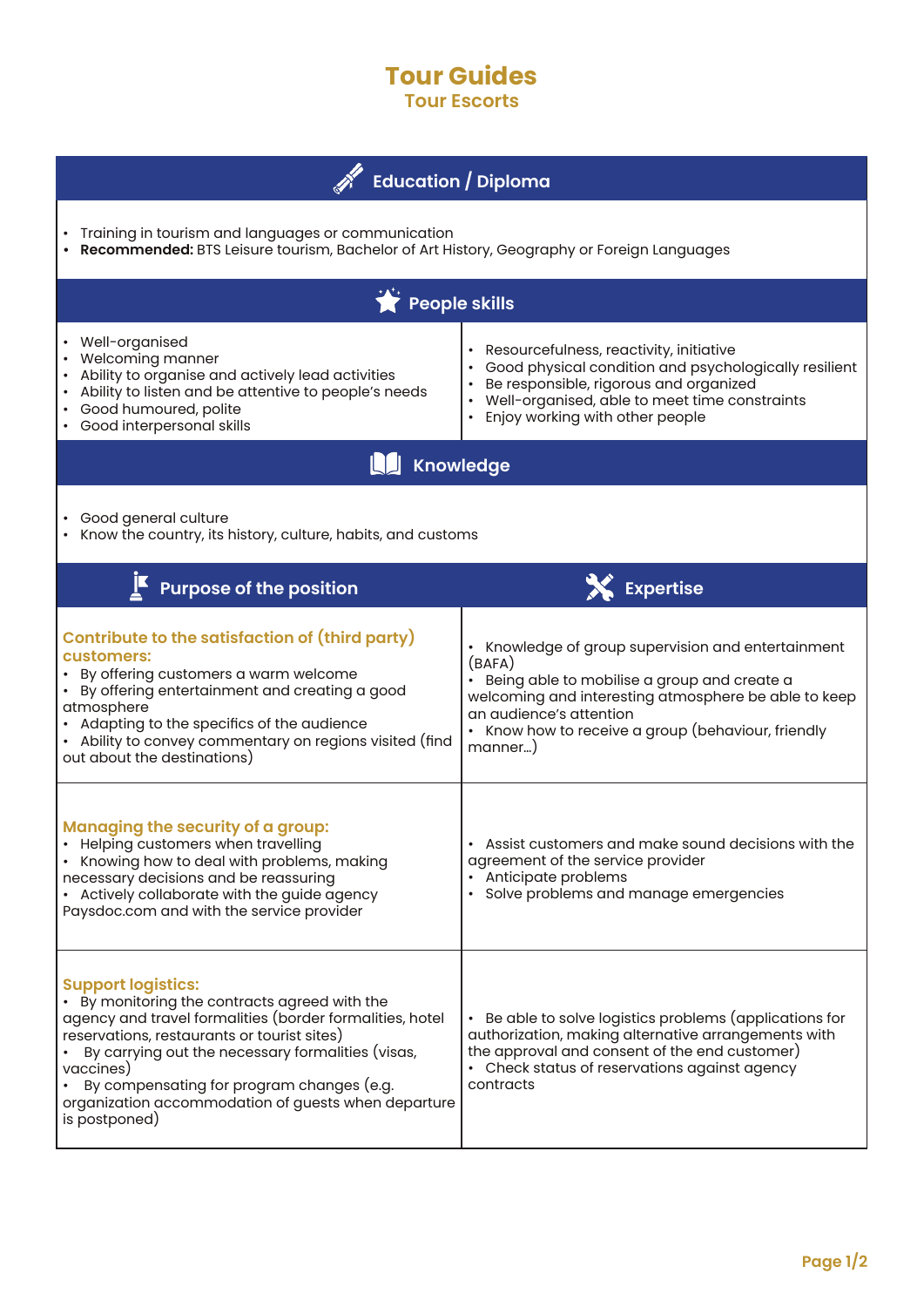# Tour Guides

## Tour Escorts

## Education / Diploma

- Training in tourism and languages or communication
- **Recommended:** BTS Leisure tourism, Bachelor of Art History, Geography or Foreign Languages

## People skills

- Well-organised
- Welcoming manner
- Ability to organise and actively lead activities
- Ability to listen and be attentive to people's needs
- Good humoured, polite
- Good interpersonal skills
- Resourcefulness, reactivity, initiative
- Good physical condition and psychologically resilient
- Be responsible, rigorous and organized
- Well-organised, able to meet time constraints
- Enjoy working with other people

## Knowledge

- Good general culture
- Know the country, its history, culture, habits, and customs

| Purpose of the position | Expertise |
|---|---|
| **Contribute to the satisfaction of (third party) customers:**<br>• By offering customers a warm welcome<br>• By offering entertainment and creating a good atmosphere<br>• Adapting to the specifics of the audience<br>• Ability to convey commentary on regions visited (find out about the destinations) | • Knowledge of group supervision and entertainment (BAFA)<br>• Being able to mobilise a group and create a welcoming and interesting atmosphere be able to keep an audience's attention<br>• Know how to receive a group (behaviour, friendly manner...) |
| **Managing the security of a group:**<br>• Helping customers when travelling<br>• Knowing how to deal with problems, making necessary decisions and be reassuring<br>• Actively collaborate with the guide agency Paysdoc.com and with the service provider | • Assist customers and make sound decisions with the agreement of the service provider<br>• Anticipate problems<br>• Solve problems and manage emergencies |
| **Support logistics:**<br>• By monitoring the contracts agreed with the agency and travel formalities (border formalities, hotel reservations, restaurants or tourist sites)<br>• By carrying out the necessary formalities (visas, vaccines)<br>• By compensating for program changes (e.g. organization accommodation of guests when departure is postponed) | • Be able to solve logistics problems (applications for authorization, making alternative arrangements with the approval and consent of the end customer)<br>• Check status of reservations against agency contracts |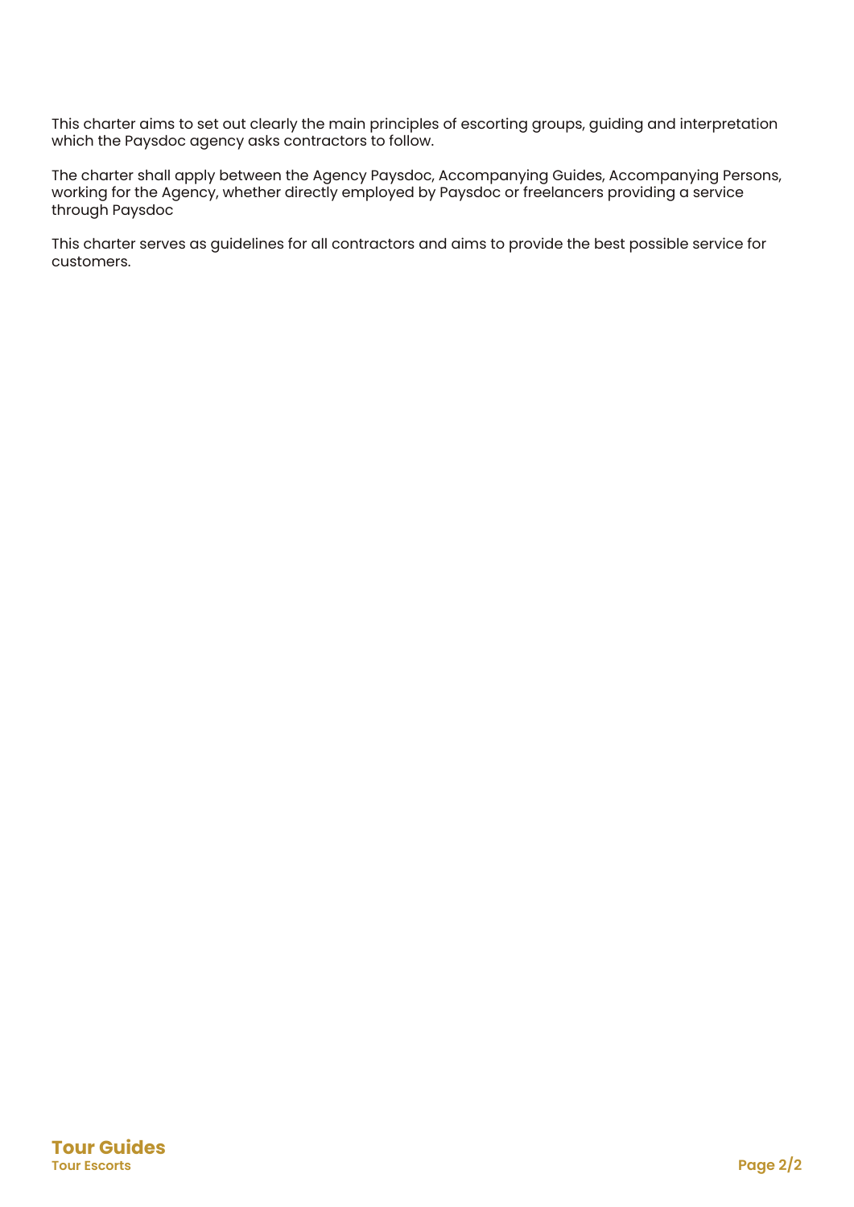This charter aims to set out clearly the main principles of escorting groups, guiding and interpretation which the Paysdoc agency asks contractors to follow.

The charter shall apply between the Agency Paysdoc, Accompanying Guides, Accompanying Persons, working for the Agency, whether directly employed by Paysdoc or freelancers providing a service through Paysdoc

This charter serves as guidelines for all contractors and aims to provide the best possible service for customers.